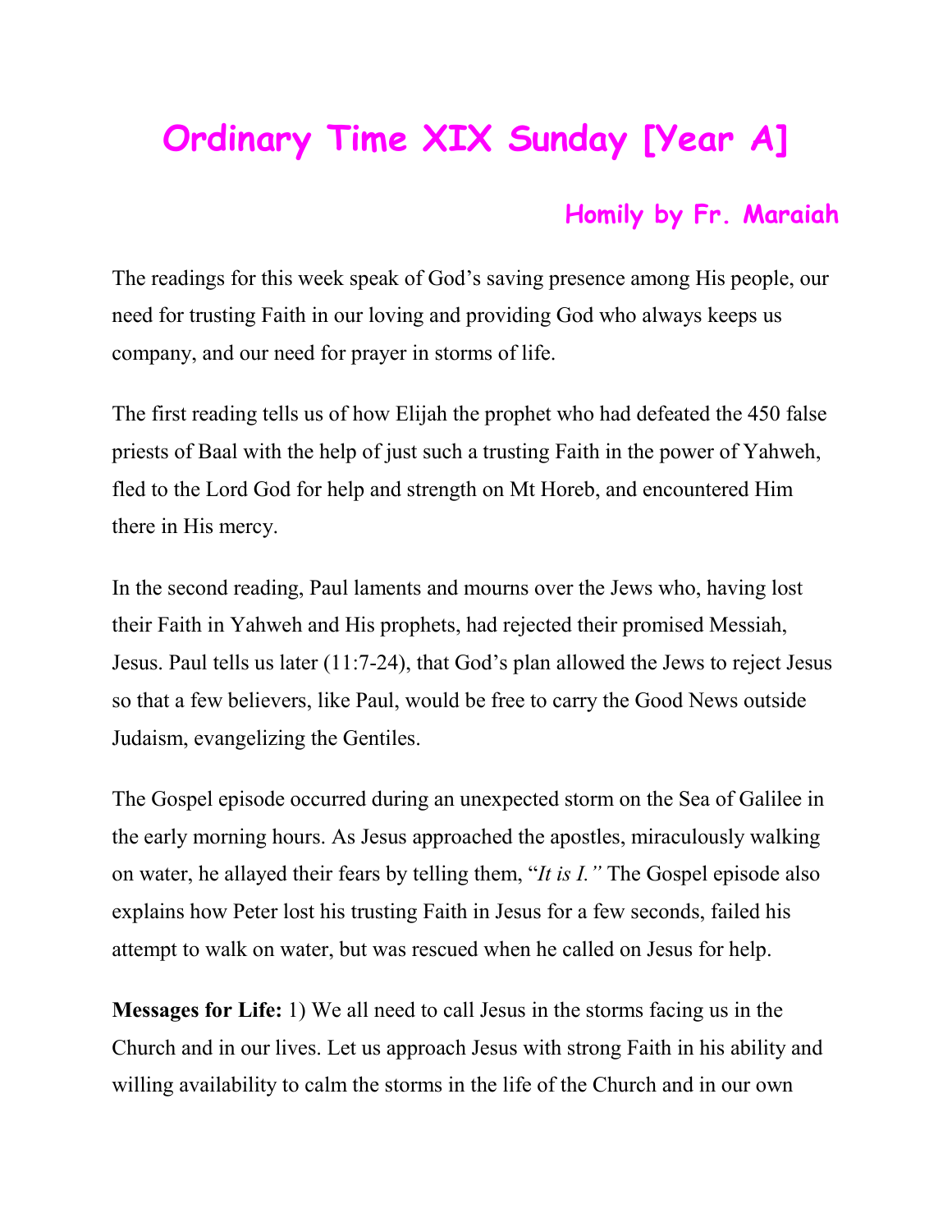# Ordinary Time XIX Sunday [Year A]

### Homily by Fr. Maraiah

The readings for this week speak of God's saving presence among His people, our need for trusting Faith in our loving and providing God who always keeps us company, and our need for prayer in storms of life.

The first reading tells us of how Elijah the prophet who had defeated the 450 false priests of Baal with the help of just such a trusting Faith in the power of Yahweh, fled to the Lord God for help and strength on Mt Horeb, and encountered Him there in His mercy.

In the second reading, Paul laments and mourns over the Jews who, having lost their Faith in Yahweh and His prophets, had rejected their promised Messiah, Jesus. Paul tells us later (11:7-24), that God's plan allowed the Jews to reject Jesus so that a few believers, like Paul, would be free to carry the Good News outside Judaism, evangelizing the Gentiles.

The Gospel episode occurred during an unexpected storm on the Sea of Galilee in the early morning hours. As Jesus approached the apostles, miraculously walking on water, he allayed their fears by telling them, "*It is I.*" The Gospel episode also explains how Peter lost his trusting Faith in Jesus for a few seconds, failed his attempt to walk on water, but was rescued when he called on Jesus for help.

**Messages for Life:** 1) We all need to call Jesus in the storms facing us in the Church and in our lives. Let us approach Jesus with strong Faith in his ability and willing availability to calm the storms in the life of the Church and in our own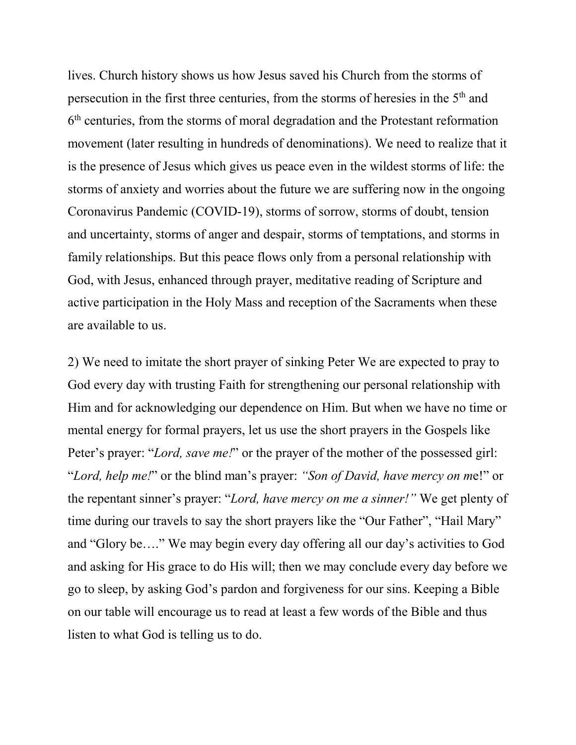lives. Church history shows us how Jesus saved his Church from the storms of persecution in the first three centuries, from the storms of heresies in the 5th and 6th centuries, from the storms of moral degradation and the Protestant reformation movement (later resulting in hundreds of denominations). We need to realize that it is the presence of Jesus which gives us peace even in the wildest storms of life: the storms of anxiety and worries about the future we are suffering now in the ongoing Coronavirus Pandemic (COVID-19), storms of sorrow, storms of doubt, tension and uncertainty, storms of anger and despair, storms of temptations, and storms in family relationships. But this peace flows only from a personal relationship with God, with Jesus, enhanced through prayer, meditative reading of Scripture and active participation in the Holy Mass and reception of the Sacraments when these are available to us.

2) We need to imitate the short prayer of sinking Peter We are expected to pray to God every day with trusting Faith for strengthening our personal relationship with Him and for acknowledging our dependence on Him. But when we have no time or mental energy for formal prayers, let us use the short prayers in the Gospels like Peter's prayer: "*Lord, save me!*" or the prayer of the mother of the possessed girl: "*Lord, help me!*" or the blind man's prayer: *"Son of David, have mercy on m*e!" or the repentant sinner's prayer: "*Lord, have mercy on me a sinner!"* We get plenty of time during our travels to say the short prayers like the "Our Father", "Hail Mary" and "Glory be…." We may begin every day offering all our day's activities to God and asking for His grace to do His will; then we may conclude every day before we go to sleep, by asking God's pardon and forgiveness for our sins. Keeping a Bible on our table will encourage us to read at least a few words of the Bible and thus listen to what God is telling us to do.